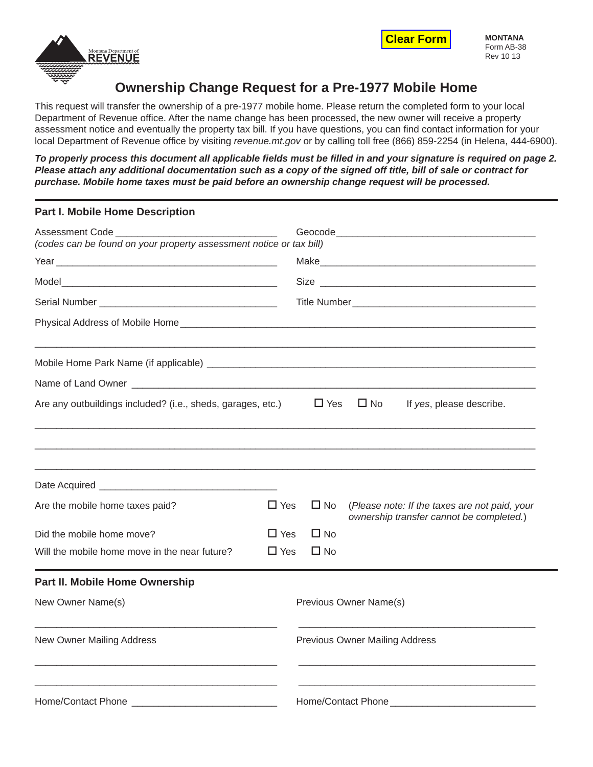Clear Form

**MONTANA**
Form AB-38
Rev 10 13

Montana Department of REVENUE

# Ownership Change Request for a Pre-1977 Mobile Home

This request will transfer the ownership of a pre-1977 mobile home. Please return the completed form to your local Department of Revenue office. After the name change has been processed, the new owner will receive a property assessment notice and eventually the property tax bill. If you have questions, you can find contact information for your local Department of Revenue office by visiting *revenue.mt.gov* or by calling toll free (866) 859-2254 (in Helena, 444-6900).

***To properly process this document all applicable fields must be filled in and your signature is required on page 2. Please attach any additional documentation such as a copy of the signed off title, bill of sale or contract for purchase. Mobile home taxes must be paid before an ownership change request will be processed.***

---

## Part I. Mobile Home Description

Assessment Code ______________________________ Geocode ____________________________________
*(codes can be found on your property assessment notice or tax bill)*

Year ________________________________________ Make ________________________________________

Model _______________________________________ Size ________________________________________

Serial Number ________________________________ Title Number _________________________________

Physical Address of Mobile Home ______________________________________________________________

_____________________________________________________________________________________

Mobile Home Park Name (if applicable) _________________________________________________________

Name of Land Owner ________________________________________________________________________

Are any outbuildings included? (i.e., sheds, garages, etc.) ☐ Yes ☐ No If *yes*, please describe.

_____________________________________________________________________________________

_____________________________________________________________________________________

_____________________________________________________________________________________

Date Acquired _________________________________

Are the mobile home taxes paid? ☐ Yes ☐ No (*Please note: If the taxes are not paid, your ownership transfer cannot be completed.*)

Did the mobile home move? ☐ Yes ☐ No

Will the mobile home move in the near future? ☐ Yes ☐ No

---

## Part II. Mobile Home Ownership

New Owner Name(s) ______________________________ Previous Owner Name(s) ______________________________

New Owner Mailing Address

_____________________________________________

_____________________________________________

Previous Owner Mailing Address

_____________________________________________

_____________________________________________

Home/Contact Phone ___________________________ Home/Contact Phone ___________________________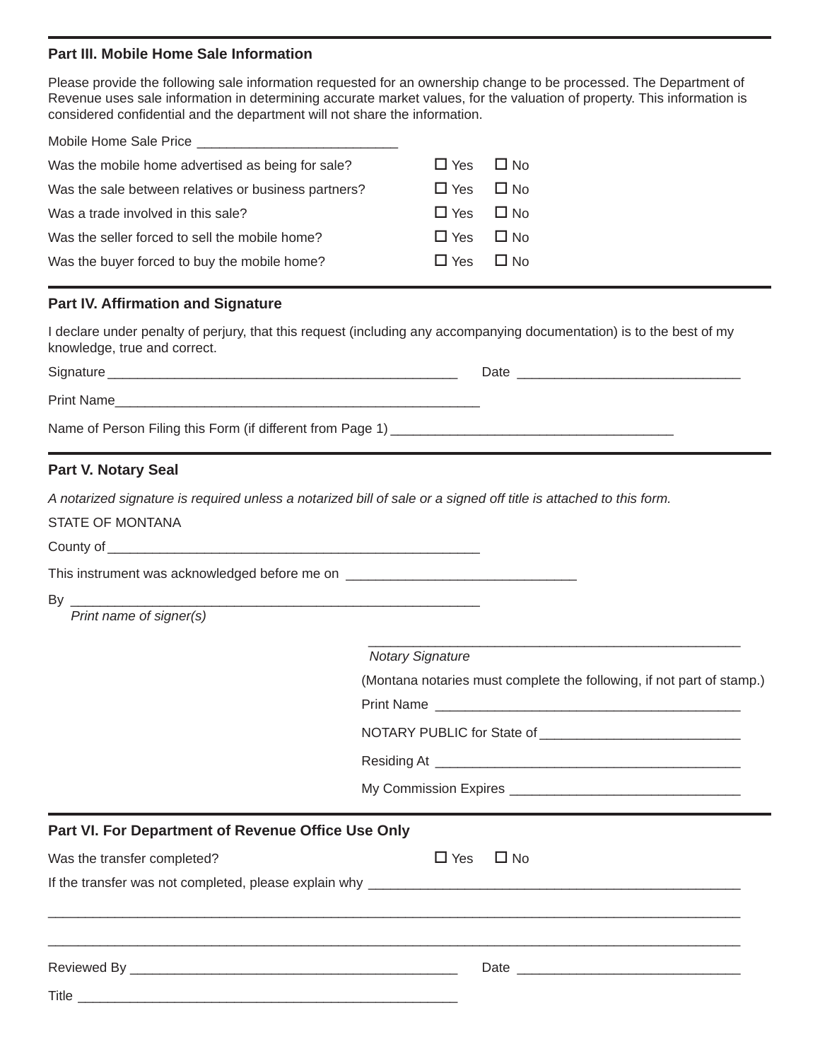## Part III. Mobile Home Sale Information

Please provide the following sale information requested for an ownership change to be processed. The Department of Revenue uses sale information in determining accurate market values, for the valuation of property. This information is considered confidential and the department will not share the information.

Mobile Home Sale Price ___________________________

Was the mobile home advertised as being for sale? ☐ Yes ☐ No

Was the sale between relatives or business partners? ☐ Yes ☐ No

Was a trade involved in this sale? ☐ Yes ☐ No

Was the seller forced to sell the mobile home? ☐ Yes ☐ No

Was the buyer forced to buy the mobile home? ☐ Yes ☐ No

## Part IV. Affirmation and Signature

I declare under penalty of perjury, that this request (including any accompanying documentation) is to the best of my knowledge, true and correct.

Signature _______________________________________________ Date ______________________________

Print Name_________________________________________________

Name of Person Filing this Form (if different from Page 1) ______________________________________

## Part V. Notary Seal

*A notarized signature is required unless a notarized bill of sale or a signed off title is attached to this form.*

STATE OF MONTANA

County of __________________________________________________

This instrument was acknowledged before me on ______________________________

By _______________________________________________________
*Print name of signer(s)*

_______________________________________________
*Notary Signature*

(Montana notaries must complete the following, if not part of stamp.)

Print Name _________________________________________

NOTARY PUBLIC for State of ___________________________

Residing At _________________________________________

My Commission Expires ______________________________

## Part VI. For Department of Revenue Office Use Only

Was the transfer completed? ☐ Yes ☐ No

If the transfer was not completed, please explain why __________________________________________________

_____________________________________________________________________________________________

_____________________________________________________________________________________________

Reviewed By _____________________________________________ Date ______________________________

Title ____________________________________________________